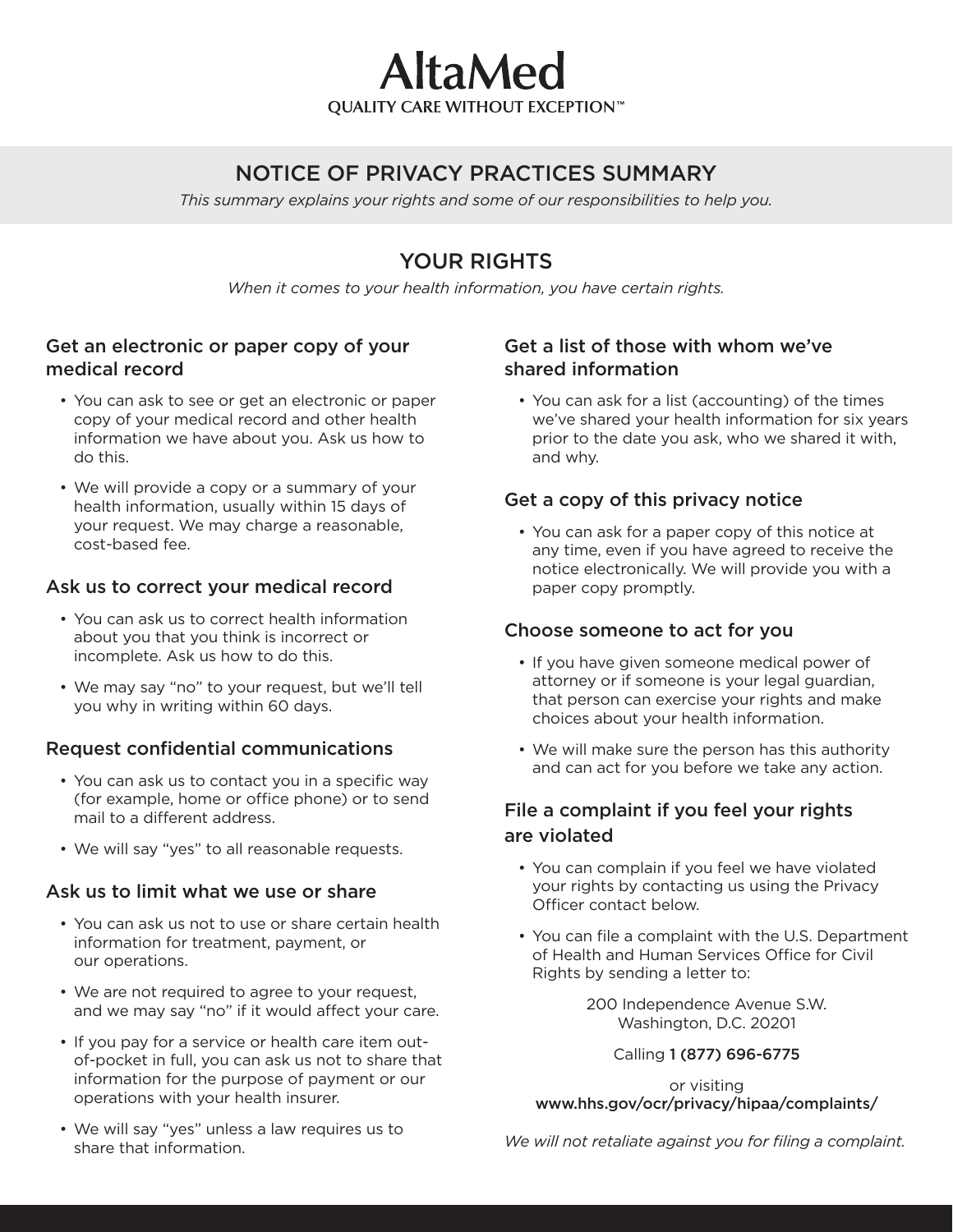# AltaMed

QUALITY CARE WITHOUT EXCEPTION™

## NOTICE OF PRIVACY PRACTICES SUMMARY

*This summary explains your rights and some of our responsibilities to help you.*

## YOUR RIGHTS

*When it comes to your health information, you have certain rights.*

### Get an electronic or paper copy of your medical record

- You can ask to see or get an electronic or paper copy of your medical record and other health information we have about you. Ask us how to do this.
- We will provide a copy or a summary of your health information, usually within 15 days of your request. We may charge a reasonable, cost-based fee.

### Ask us to correct your medical record

- You can ask us to correct health information about you that you think is incorrect or incomplete. Ask us how to do this.
- We may say "no" to your request, but we'll tell you why in writing within 60 days.

### Request confidential communications

- You can ask us to contact you in a specific way (for example, home or office phone) or to send mail to a different address.
- We will say "yes" to all reasonable requests.

### Ask us to limit what we use or share

- You can ask us not to use or share certain health information for treatment, payment, or our operations.
- We are not required to agree to your request, and we may say "no" if it would affect your care.
- If you pay for a service or health care item out-of-pocket in full, you can ask us not to share that information for the purpose of payment or our operations with your health insurer.
- We will say "yes" unless a law requires us to share that information.

### Get a list of those with whom we've shared information

- You can ask for a list (accounting) of the times we've shared your health information for six years prior to the date you ask, who we shared it with, and why.

### Get a copy of this privacy notice

- You can ask for a paper copy of this notice at any time, even if you have agreed to receive the notice electronically. We will provide you with a paper copy promptly.

### Choose someone to act for you

- If you have given someone medical power of attorney or if someone is your legal guardian, that person can exercise your rights and make choices about your health information.
- We will make sure the person has this authority and can act for you before we take any action.

### File a complaint if you feel your rights are violated

- You can complain if you feel we have violated your rights by contacting us using the Privacy Officer contact below.
- You can file a complaint with the U.S. Department of Health and Human Services Office for Civil Rights by sending a letter to:

200 Independence Avenue S.W.
Washington, D.C. 20201

Calling **1 (877) 696-6775**

or visiting
**www.hhs.gov/ocr/privacy/hipaa/complaints/**

*We will not retaliate against you for filing a complaint.*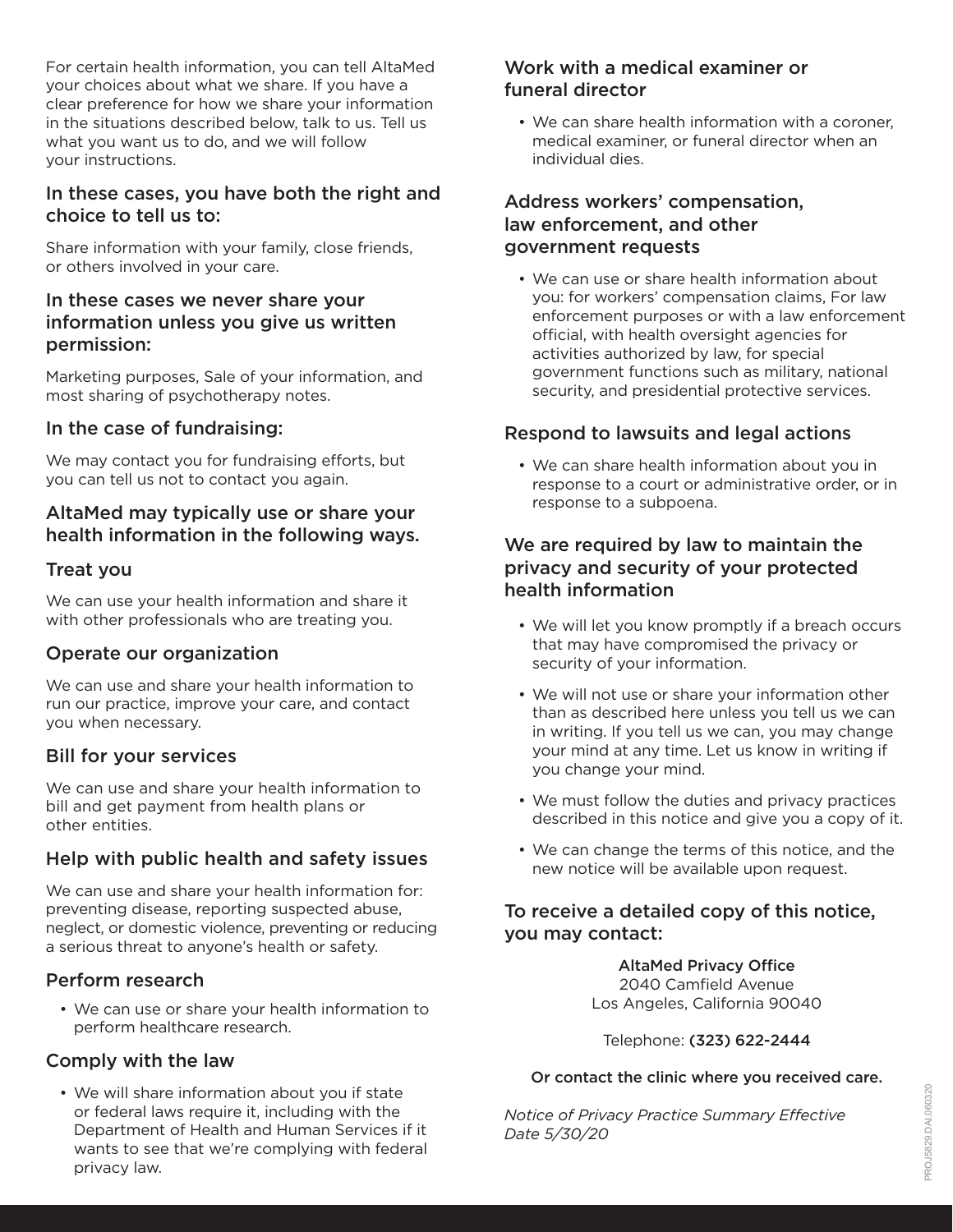For certain health information, you can tell AltaMed your choices about what we share. If you have a clear preference for how we share your information in the situations described below, talk to us. Tell us what you want us to do, and we will follow your instructions.

### In these cases, you have both the right and choice to tell us to:

Share information with your family, close friends, or others involved in your care.

### In these cases we never share your information unless you give us written permission:

Marketing purposes, Sale of your information, and most sharing of psychotherapy notes.

### In the case of fundraising:

We may contact you for fundraising efforts, but you can tell us not to contact you again.

### AltaMed may typically use or share your health information in the following ways.

### Treat you

We can use your health information and share it with other professionals who are treating you.

### Operate our organization

We can use and share your health information to run our practice, improve your care, and contact you when necessary.

### Bill for your services

We can use and share your health information to bill and get payment from health plans or other entities.

### Help with public health and safety issues

We can use and share your health information for: preventing disease, reporting suspected abuse, neglect, or domestic violence, preventing or reducing a serious threat to anyone's health or safety.

### Perform research

- We can use or share your health information to perform healthcare research.

### Comply with the law

- We will share information about you if state or federal laws require it, including with the Department of Health and Human Services if it wants to see that we're complying with federal privacy law.

### Work with a medical examiner or funeral director

- We can share health information with a coroner, medical examiner, or funeral director when an individual dies.

### Address workers' compensation, law enforcement, and other government requests

- We can use or share health information about you: for workers' compensation claims, For law enforcement purposes or with a law enforcement official, with health oversight agencies for activities authorized by law, for special government functions such as military, national security, and presidential protective services.

### Respond to lawsuits and legal actions

- We can share health information about you in response to a court or administrative order, or in response to a subpoena.

### We are required by law to maintain the privacy and security of your protected health information

- We will let you know promptly if a breach occurs that may have compromised the privacy or security of your information.
- We will not use or share your information other than as described here unless you tell us we can in writing. If you tell us we can, you may change your mind at any time. Let us know in writing if you change your mind.
- We must follow the duties and privacy practices described in this notice and give you a copy of it.
- We can change the terms of this notice, and the new notice will be available upon request.

### To receive a detailed copy of this notice, you may contact:

**AltaMed Privacy Office**
2040 Camfield Avenue
Los Angeles, California 90040

Telephone: **(323) 622-2444**

**Or contact the clinic where you received care.**

*Notice of Privacy Practice Summary Effective Date 5/30/20*

PROJ5829 DAI 060320